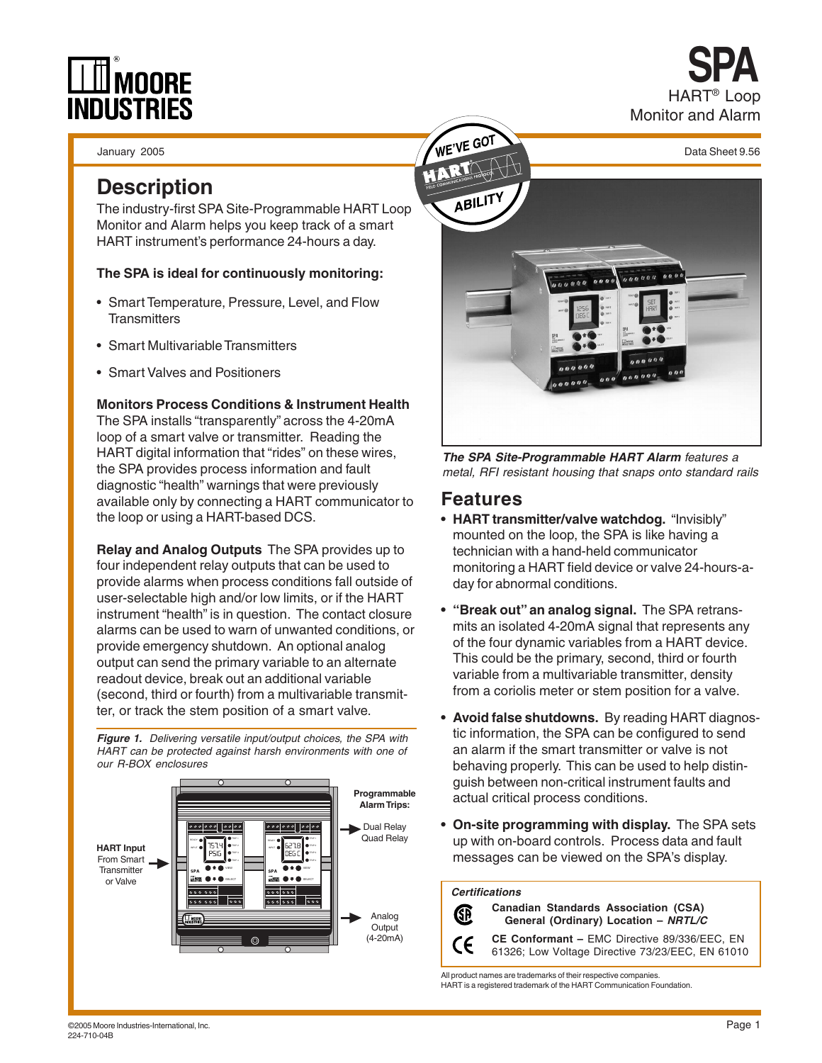# SPA

HART® Loop Monitor and Alarm

January 2005

Data Sheet 9.56

## Description

The industry-first SPA Site-Programmable HART Loop Monitor and Alarm helps you keep track of a smart HART instrument's performance 24-hours a day.

**The SPA is ideal for continuously monitoring:**

- Smart Temperature, Pressure, Level, and Flow Transmitters
- Smart Multivariable Transmitters
- Smart Valves and Positioners

**Monitors Process Conditions & Instrument Health**
The SPA installs "transparently" across the 4-20mA loop of a smart valve or transmitter. Reading the HART digital information that "rides" on these wires, the SPA provides process information and fault diagnostic "health" warnings that were previously available only by connecting a HART communicator to the loop or using a HART-based DCS.

**Relay and Analog Outputs** The SPA provides up to four independent relay outputs that can be used to provide alarms when process conditions fall outside of user-selectable high and/or low limits, or if the HART instrument "health" is in question. The contact closure alarms can be used to warn of unwanted conditions, or provide emergency shutdown. An optional analog output can send the primary variable to an alternate readout device, break out an additional variable (second, third or fourth) from a multivariable transmitter, or track the stem position of a smart valve.

***Figure 1.*** *Delivering versatile input/output choices, the SPA with HART can be protected against harsh environments with one of our R-BOX enclosures*

HART Input From Smart Transmitter or Valve

Programmable Alarm Trips: Dual Relay, Quad Relay

Analog Output (4-20mA)

***The SPA Site-Programmable HART Alarm*** *features a metal, RFI resistant housing that snaps onto standard rails*

## Features

- **HART transmitter/valve watchdog.** "Invisibly" mounted on the loop, the SPA is like having a technician with a hand-held communicator monitoring a HART field device or valve 24-hours-a-day for abnormal conditions.
- **"Break out" an analog signal.** The SPA retransmits an isolated 4-20mA signal that represents any of the four dynamic variables from a HART device. This could be the primary, second, third or fourth variable from a multivariable transmitter, density from a coriolis meter or stem position for a valve.
- **Avoid false shutdowns.** By reading HART diagnostic information, the SPA can be configured to send an alarm if the smart transmitter or valve is not behaving properly. This can be used to help distinguish between non-critical instrument faults and actual critical process conditions.
- **On-site programming with display.** The SPA sets up with on-board controls. Process data and fault messages can be viewed on the SPA's display.

*Certifications*

**Canadian Standards Association (CSA) General (Ordinary) Location –** ***NRTL/C***

**CE Conformant –** EMC Directive 89/336/EEC, EN 61326; Low Voltage Directive 73/23/EEC, EN 61010

All product names are trademarks of their respective companies.
HART is a registered trademark of the HART Communication Foundation.

©2005 Moore Industries-International, Inc.
224-710-04B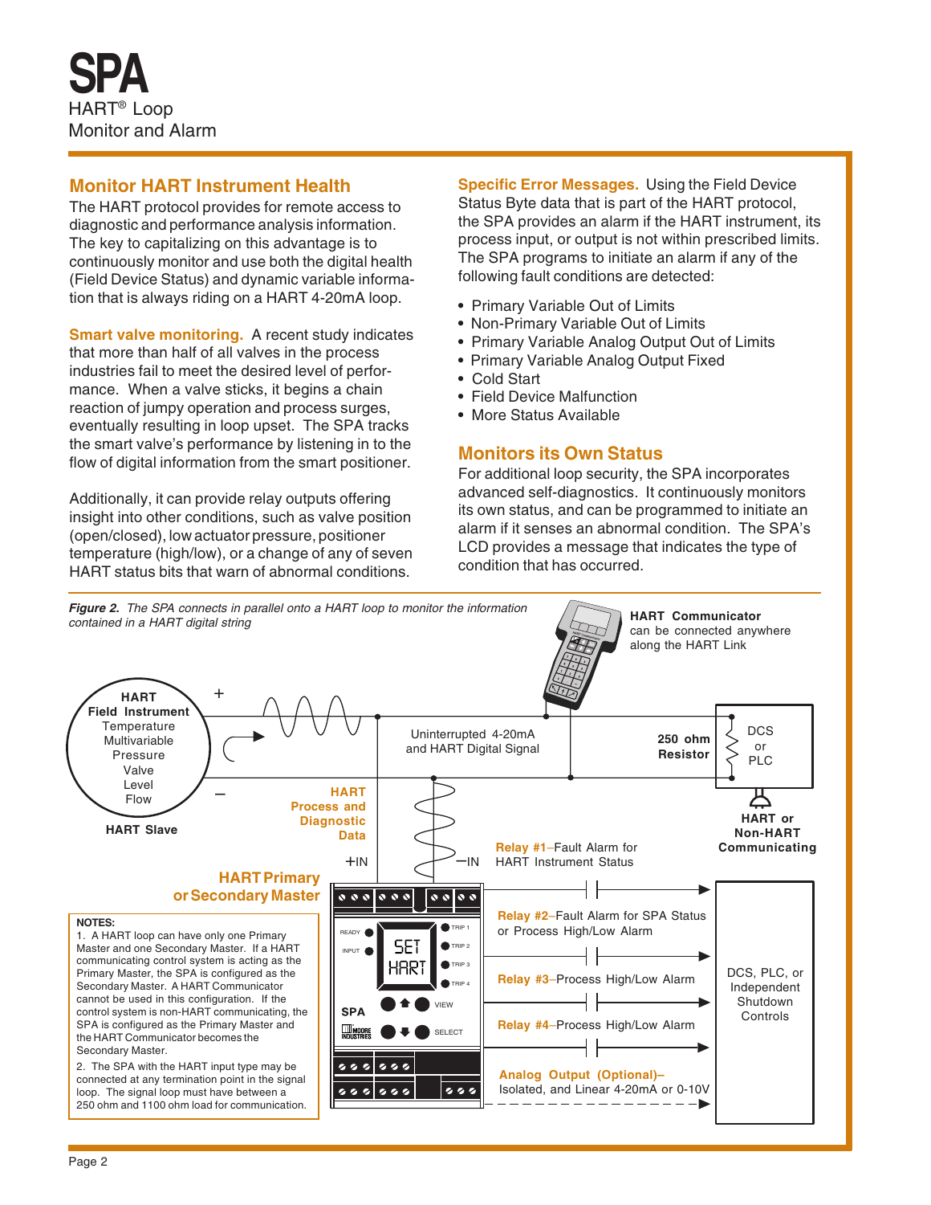# SPA

HART® Loop
Monitor and Alarm

## Monitor HART Instrument Health

The HART protocol provides for remote access to diagnostic and performance analysis information. The key to capitalizing on this advantage is to continuously monitor and use both the digital health (Field Device Status) and dynamic variable information that is always riding on a HART 4-20mA loop.

**Smart valve monitoring.** A recent study indicates that more than half of all valves in the process industries fail to meet the desired level of performance. When a valve sticks, it begins a chain reaction of jumpy operation and process surges, eventually resulting in loop upset. The SPA tracks the smart valve's performance by listening in to the flow of digital information from the smart positioner.

Additionally, it can provide relay outputs offering insight into other conditions, such as valve position (open/closed), low actuator pressure, positioner temperature (high/low), or a change of any of seven HART status bits that warn of abnormal conditions.

**Specific Error Messages.** Using the Field Device Status Byte data that is part of the HART protocol, the SPA provides an alarm if the HART instrument, its process input, or output is not within prescribed limits. The SPA programs to initiate an alarm if any of the following fault conditions are detected:

- Primary Variable Out of Limits
- Non-Primary Variable Out of Limits
- Primary Variable Analog Output Out of Limits
- Primary Variable Analog Output Fixed
- Cold Start
- Field Device Malfunction
- More Status Available

## Monitors its Own Status

For additional loop security, the SPA incorporates advanced self-diagnostics. It continuously monitors its own status, and can be programmed to initiate an alarm if it senses an abnormal condition. The SPA's LCD provides a message that indicates the type of condition that has occurred.

*Figure 2. The SPA connects in parallel onto a HART loop to monitor the information contained in a HART digital string*

HART Field Instrument: Temperature, Multivariable, Pressure, Valve, Level, Flow — HART Slave

HART Communicator can be connected anywhere along the HART Link

Uninterrupted 4-20mA and HART Digital Signal

250 ohm Resistor — DCS or PLC — HART or Non-HART Communicating

HART Process and Diagnostic Data — +IN, –IN

HART Primary or Secondary Master

Relay #1–Fault Alarm for HART Instrument Status

Relay #2–Fault Alarm for SPA Status or Process High/Low Alarm

Relay #3–Process High/Low Alarm

Relay #4–Process High/Low Alarm

Analog Output (Optional)– Isolated, and Linear 4-20mA or 0-10V

DCS, PLC, or Independent Shutdown Controls

**NOTES:**

1. A HART loop can have only one Primary Master and one Secondary Master. If a HART communicating control system is acting as the Primary Master, the SPA is configured as the Secondary Master. A HART Communicator cannot be used in this configuration. If the control system is non-HART communicating, the SPA is configured as the Primary Master and the HART Communicator becomes the Secondary Master.
2. The SPA with the HART input type may be connected at any termination point in the signal loop. The signal loop must have between a 250 ohm and 1100 ohm load for communication.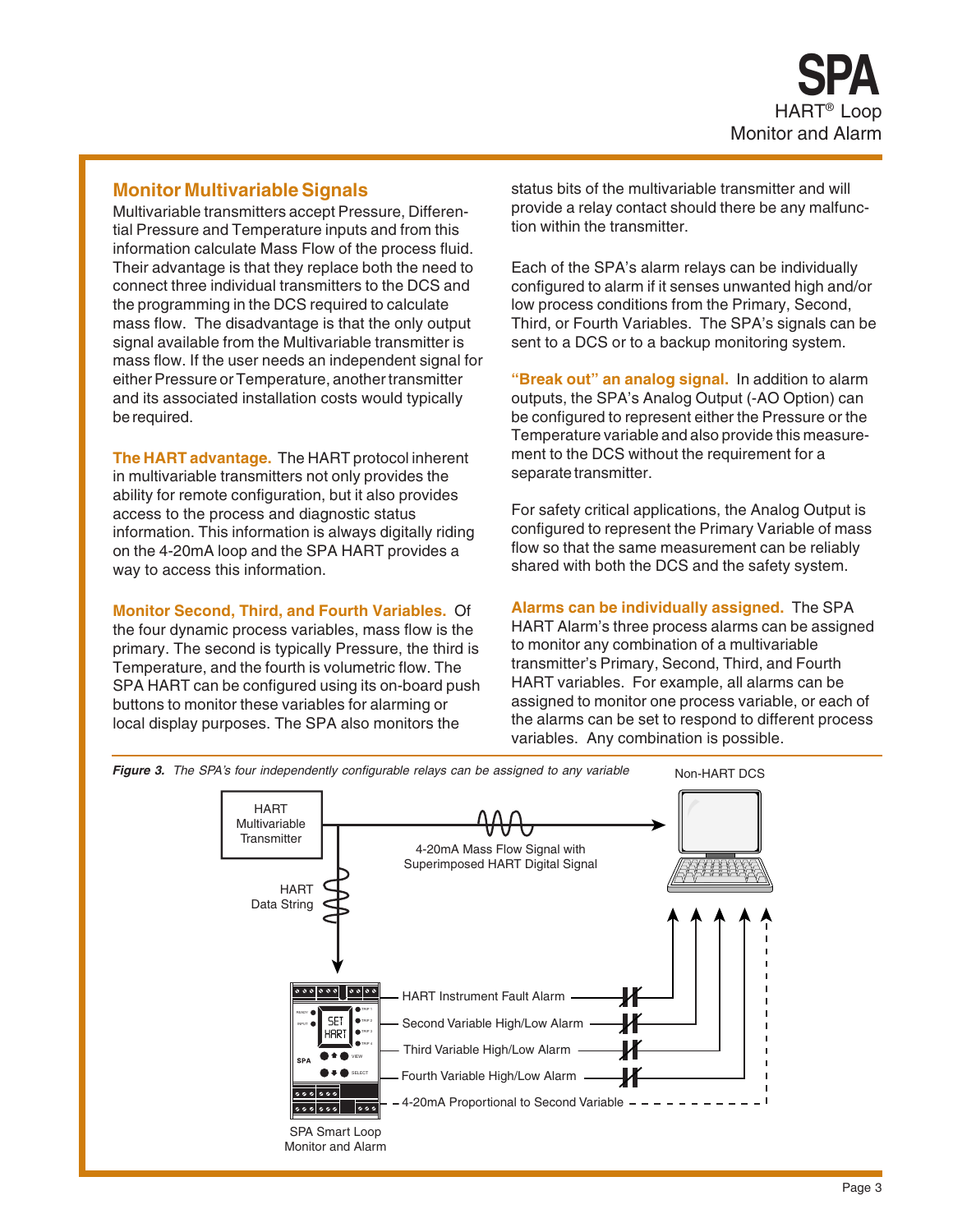## Monitor Multivariable Signals

Multivariable transmitters accept Pressure, Differential Pressure and Temperature inputs and from this information calculate Mass Flow of the process fluid. Their advantage is that they replace both the need to connect three individual transmitters to the DCS and the programming in the DCS required to calculate mass flow. The disadvantage is that the only output signal available from the Multivariable transmitter is mass flow. If the user needs an independent signal for either Pressure or Temperature, another transmitter and its associated installation costs would typically be required.

**The HART advantage.** The HART protocol inherent in multivariable transmitters not only provides the ability for remote configuration, but it also provides access to the process and diagnostic status information. This information is always digitally riding on the 4-20mA loop and the SPA HART provides a way to access this information.

**Monitor Second, Third, and Fourth Variables.** Of the four dynamic process variables, mass flow is the primary. The second is typically Pressure, the third is Temperature, and the fourth is volumetric flow. The SPA HART can be configured using its on-board push buttons to monitor these variables for alarming or local display purposes. The SPA also monitors the status bits of the multivariable transmitter and will provide a relay contact should there be any malfunction within the transmitter.

Each of the SPA's alarm relays can be individually configured to alarm if it senses unwanted high and/or low process conditions from the Primary, Second, Third, or Fourth Variables. The SPA's signals can be sent to a DCS or to a backup monitoring system.

**"Break out" an analog signal.** In addition to alarm outputs, the SPA's Analog Output (-AO Option) can be configured to represent either the Pressure or the Temperature variable and also provide this measurement to the DCS without the requirement for a separate transmitter.

For safety critical applications, the Analog Output is configured to represent the Primary Variable of mass flow so that the same measurement can be reliably shared with both the DCS and the safety system.

**Alarms can be individually assigned.** The SPA HART Alarm's three process alarms can be assigned to monitor any combination of a multivariable transmitter's Primary, Second, Third, and Fourth HART variables. For example, all alarms can be assigned to monitor one process variable, or each of the alarms can be set to respond to different process variables. Any combination is possible.

***Figure 3.*** *The SPA's four independently configurable relays can be assigned to any variable*

HART Multivariable Transmitter — 4-20mA Mass Flow Signal with Superimposed HART Digital Signal → Non-HART DCS

HART Data String → SPA Smart Loop Monitor and Alarm

- HART Instrument Fault Alarm
- Second Variable High/Low Alarm
- Third Variable High/Low Alarm
- Fourth Variable High/Low Alarm
- 4-20mA Proportional to Second Variable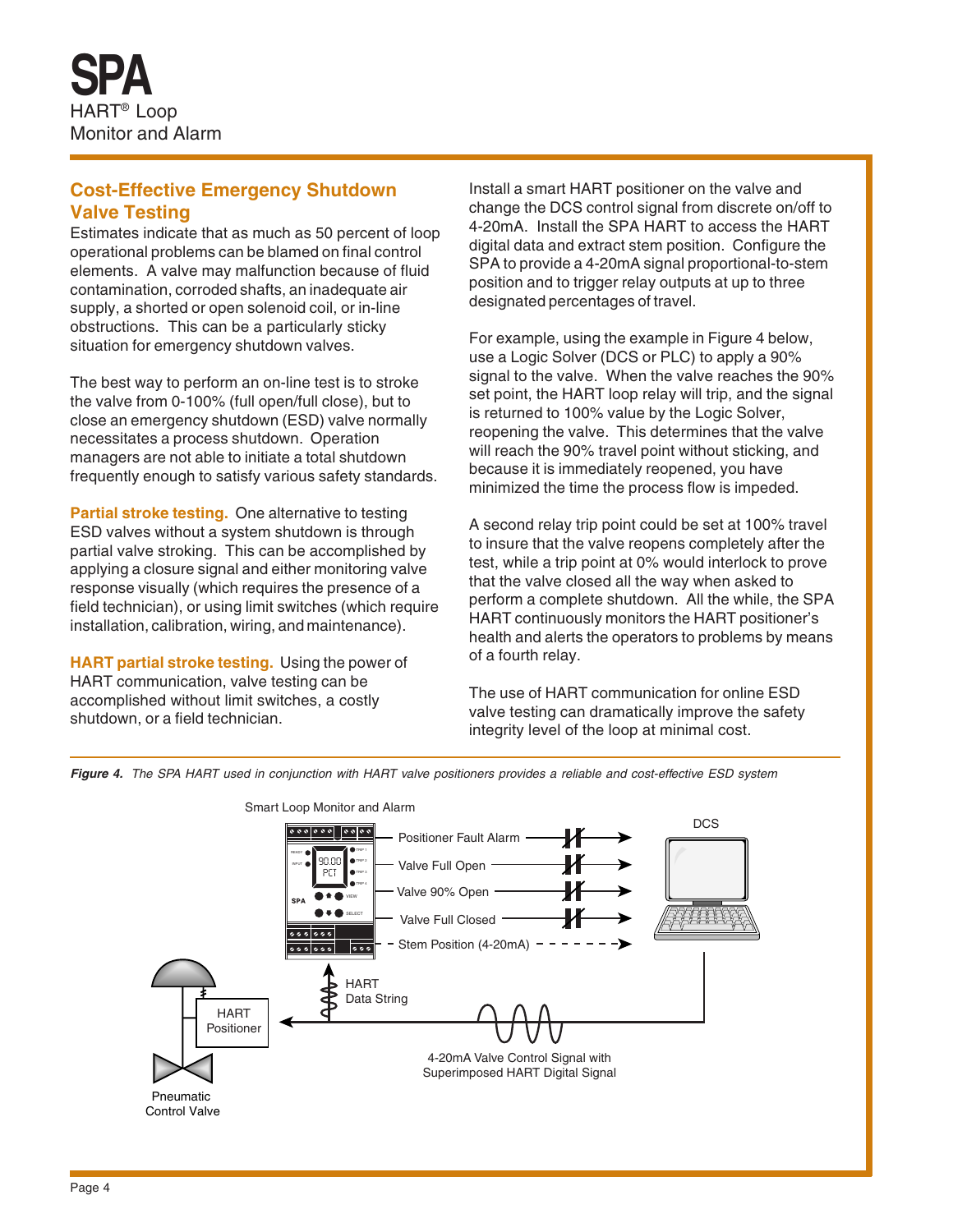# SPA

HART® Loop
Monitor and Alarm

## Cost-Effective Emergency Shutdown Valve Testing

Estimates indicate that as much as 50 percent of loop operational problems can be blamed on final control elements. A valve may malfunction because of fluid contamination, corroded shafts, an inadequate air supply, a shorted or open solenoid coil, or in-line obstructions. This can be a particularly sticky situation for emergency shutdown valves.

The best way to perform an on-line test is to stroke the valve from 0-100% (full open/full close), but to close an emergency shutdown (ESD) valve normally necessitates a process shutdown. Operation managers are not able to initiate a total shutdown frequently enough to satisfy various safety standards.

**Partial stroke testing.** One alternative to testing ESD valves without a system shutdown is through partial valve stroking. This can be accomplished by applying a closure signal and either monitoring valve response visually (which requires the presence of a field technician), or using limit switches (which require installation, calibration, wiring, and maintenance).

**HART partial stroke testing.** Using the power of HART communication, valve testing can be accomplished without limit switches, a costly shutdown, or a field technician.

Install a smart HART positioner on the valve and change the DCS control signal from discrete on/off to 4-20mA. Install the SPA HART to access the HART digital data and extract stem position. Configure the SPA to provide a 4-20mA signal proportional-to-stem position and to trigger relay outputs at up to three designated percentages of travel.

For example, using the example in Figure 4 below, use a Logic Solver (DCS or PLC) to apply a 90% signal to the valve. When the valve reaches the 90% set point, the HART loop relay will trip, and the signal is returned to 100% value by the Logic Solver, reopening the valve. This determines that the valve will reach the 90% travel point without sticking, and because it is immediately reopened, you have minimized the time the process flow is impeded.

A second relay trip point could be set at 100% travel to insure that the valve reopens completely after the test, while a trip point at 0% would interlock to prove that the valve closed all the way when asked to perform a complete shutdown. All the while, the SPA HART continuously monitors the HART positioner's health and alerts the operators to problems by means of a fourth relay.

The use of HART communication for online ESD valve testing can dramatically improve the safety integrity level of the loop at minimal cost.

***Figure 4.** The SPA HART used in conjunction with HART valve positioners provides a reliable and cost-effective ESD system*

Smart Loop Monitor and Alarm

Positioner Fault Alarm
Valve Full Open
Valve 90% Open
Valve Full Closed
Stem Position (4-20mA)

DCS

HART Data String

HART Positioner

4-20mA Valve Control Signal with Superimposed HART Digital Signal

Pneumatic Control Valve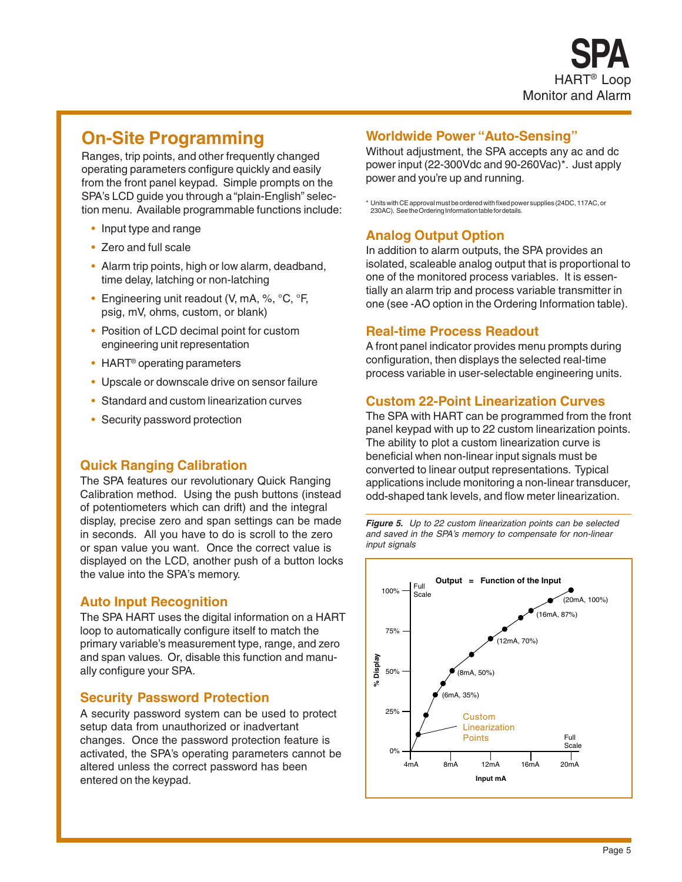## On-Site Programming

Ranges, trip points, and other frequently changed operating parameters configure quickly and easily from the front panel keypad. Simple prompts on the SPA's LCD guide you through a "plain-English" selection menu. Available programmable functions include:

- Input type and range
- Zero and full scale
- Alarm trip points, high or low alarm, deadband, time delay, latching or non-latching
- Engineering unit readout (V, mA, %, °C, °F, psig, mV, ohms, custom, or blank)
- Position of LCD decimal point for custom engineering unit representation
- HART® operating parameters
- Upscale or downscale drive on sensor failure
- Standard and custom linearization curves
- Security password protection

### Quick Ranging Calibration

The SPA features our revolutionary Quick Ranging Calibration method. Using the push buttons (instead of potentiometers which can drift) and the integral display, precise zero and span settings can be made in seconds. All you have to do is scroll to the zero or span value you want. Once the correct value is displayed on the LCD, another push of a button locks the value into the SPA's memory.

### Auto Input Recognition

The SPA HART uses the digital information on a HART loop to automatically configure itself to match the primary variable's measurement type, range, and zero and span values. Or, disable this function and manually configure your SPA.

### Security Password Protection

A security password system can be used to protect setup data from unauthorized or inadvertant changes. Once the password protection feature is activated, the SPA's operating parameters cannot be altered unless the correct password has been entered on the keypad.

### Worldwide Power "Auto-Sensing"

Without adjustment, the SPA accepts any ac and dc power input (22-300Vdc and 90-260Vac)*. Just apply power and you're up and running.

* Units with CE approval must be ordered with fixed power supplies (24DC, 117AC, or 230AC). See the Ordering Information table for details.

### Analog Output Option

In addition to alarm outputs, the SPA provides an isolated, scaleable analog output that is proportional to one of the monitored process variables. It is essentially an alarm trip and process variable transmitter in one (see -AO option in the Ordering Information table).

### Real-time Process Readout

A front panel indicator provides menu prompts during configuration, then displays the selected real-time process variable in user-selectable engineering units.

### Custom 22-Point Linearization Curves

The SPA with HART can be programmed from the front panel keypad with up to 22 custom linearization points. The ability to plot a custom linearization curve is beneficial when non-linear input signals must be converted to linear output representations. Typical applications include monitoring a non-linear transducer, odd-shaped tank levels, and flow meter linearization.

***Figure 5.*** *Up to 22 custom linearization points can be selected and saved in the SPA's memory to compensate for non-linear input signals*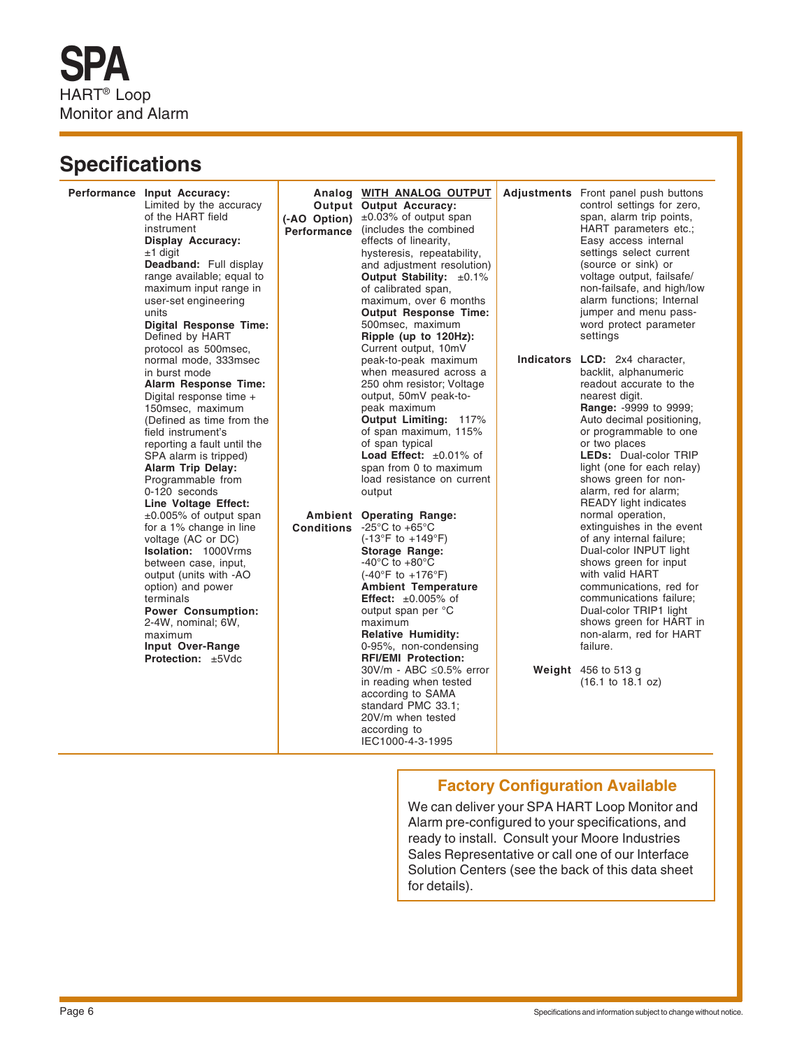# SPA

HART® Loop Monitor and Alarm

## Specifications

| | | | |
|---|---|---|---|
| **Performance** | **Input Accuracy:** Limited by the accuracy of the HART field instrument<br>**Display Accuracy:** ±1 digit<br>**Deadband:** Full display range available; equal to maximum input range in user-set engineering units<br>**Digital Response Time:** Defined by HART protocol as 500msec, normal mode, 333msec in burst mode<br>**Alarm Response Time:** Digital response time + 150msec, maximum (Defined as time from the field instrument's reporting a fault until the SPA alarm is tripped)<br>**Alarm Trip Delay:** Programmable from 0-120 seconds<br>**Line Voltage Effect:** ±0.005% of output span for a 1% change in line voltage (AC or DC)<br>**Isolation:** 1000Vrms between case, input, output (units with -AO option) and power terminals<br>**Power Consumption:** 2-4W, nominal; 6W, maximum<br>**Input Over-Range Protection:** ±5Vdc | **Analog Output (-AO Option) Performance** | **WITH ANALOG OUTPUT**<br>**Output Accuracy:** ±0.03% of output span (includes the combined effects of linearity, hysteresis, repeatability, and adjustment resolution)<br>**Output Stability:** ±0.1% of calibrated span, maximum, over 6 months<br>**Output Response Time:** 500msec, maximum<br>**Ripple (up to 120Hz):** Current output, 10mV peak-to-peak maximum when measured across a 250 ohm resistor; Voltage output, 50mV peak-to-peak maximum<br>**Output Limiting:** 117% of span maximum, 115% of span typical<br>**Load Effect:** ±0.01% of span from 0 to maximum load resistance on current output |
| | | **Ambient Conditions** | **Operating Range:** -25°C to +65°C (-13°F to +149°F)<br>**Storage Range:** -40°C to +80°C (-40°F to +176°F)<br>**Ambient Temperature Effect:** ±0.005% of output span per °C maximum<br>**Relative Humidity:** 0-95%, non-condensing<br>**RFI/EMI Protection:** 30V/m - ABC ≤0.5% error in reading when tested according to SAMA standard PMC 33.1; 20V/m when tested according to IEC1000-4-3-1995 |
| **Adjustments** | Front panel push buttons control settings for zero, span, alarm trip points, HART parameters etc.; Easy access internal settings select current (source or sink) or voltage output, failsafe/non-failsafe, and high/low alarm functions; Internal jumper and menu password protect parameter settings | | |
| **Indicators** | **LCD:** 2x4 character, backlit, alphanumeric readout accurate to the nearest digit.<br>**Range:** -9999 to 9999; Auto decimal positioning, or programmable to one or two places<br>**LEDs:** Dual-color TRIP light (one for each relay) shows green for non-alarm, red for alarm; READY light indicates normal operation, extinguishes in the event of any internal failure; Dual-color INPUT light shows green for input with valid HART communications, red for communications failure; Dual-color TRIP1 light shows green for HART in non-alarm, red for HART failure. | | |
| **Weight** | 456 to 513 g (16.1 to 18.1 oz) | | |

### Factory Configuration Available

We can deliver your SPA HART Loop Monitor and Alarm pre-configured to your specifications, and ready to install. Consult your Moore Industries Sales Representative or call one of our Interface Solution Centers (see the back of this data sheet for details).

Specifications and information subject to change without notice.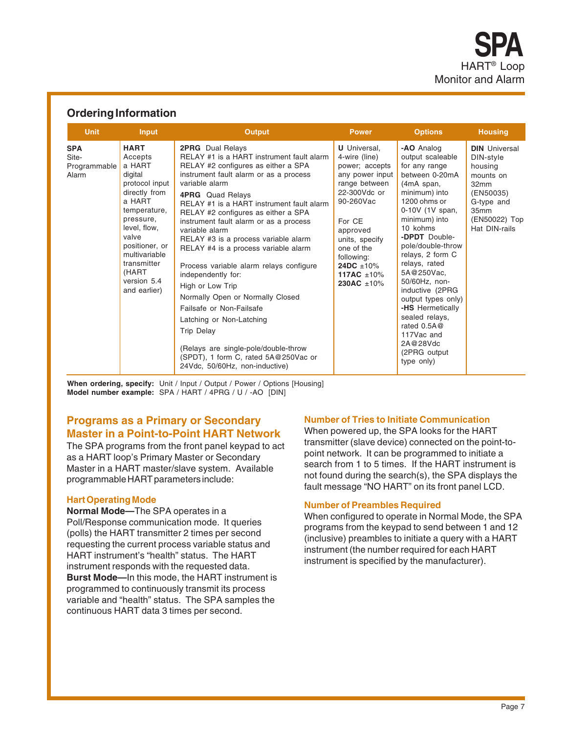## Ordering Information

| Unit | Input | Output | Power | Options | Housing |
|---|---|---|---|---|---|
| **SPA** Site-Programmable Alarm | **HART** Accepts a HART digital protocol input directly from a HART temperature, pressure, level, flow, valve positioner, or multivariable transmitter (HART version 5.4 and earlier) | **2PRG** Dual Relays<br>RELAY #1 is a HART instrument fault alarm<br>RELAY #2 configures as either a SPA instrument fault alarm or as a process variable alarm<br>**4PRG** Quad Relays<br>RELAY #1 is a HART instrument fault alarm<br>RELAY #2 configures as either a SPA instrument fault alarm or as a process variable alarm<br>RELAY #3 is a process variable alarm<br>RELAY #4 is a process variable alarm<br><br>Process variable alarm relays configure independently for:<br>High or Low Trip<br>Normally Open or Normally Closed<br>Failsafe or Non-Failsafe<br>Latching or Non-Latching<br>Trip Delay<br><br>(Relays are single-pole/double-throw (SPDT), 1 form C, rated 5A@250Vac or 24Vdc, 50/60Hz, non-inductive) | **U** Universal, 4-wire (line) power; accepts any power input range between 22-300Vdc or 90-260Vac<br><br>For CE approved units, specify one of the following:<br>**24DC** ±10%<br>**117AC** ±10%<br>**230AC** ±10% | **-AO** Analog output scaleable for any range between 0-20mA (4mA span, minimum) into 1200 ohms or 0-10V (1V span, minimum) into 10 kohms<br>**-DPDT** Double-pole/double-throw relays, 2 form C relays, rated 5A@250Vac, 50/60Hz, non-inductive (2PRG output types only)<br>**-HS** Hermetically sealed relays, rated 0.5A@ 117Vac and 2A@28Vdc (2PRG output type only) | **DIN** Universal DIN-style housing mounts on 32mm (EN50035) G-type and 35mm (EN50022) Top Hat DIN-rails |

**When ordering, specify:** Unit / Input / Output / Power / Options [Housing]
**Model number example:** SPA / HART / 4PRG / U / -AO [DIN]

## Programs as a Primary or Secondary Master in a Point-to-Point HART Network

The SPA programs from the front panel keypad to act as a HART loop's Primary Master or Secondary Master in a HART master/slave system. Available programmable HART parameters include:

### Hart Operating Mode

**Normal Mode—**The SPA operates in a Poll/Response communication mode. It queries (polls) the HART transmitter 2 times per second requesting the current process variable status and HART instrument's "health" status. The HART instrument responds with the requested data.

**Burst Mode—**In this mode, the HART instrument is programmed to continuously transmit its process variable and "health" status. The SPA samples the continuous HART data 3 times per second.

### Number of Tries to Initiate Communication

When powered up, the SPA looks for the HART transmitter (slave device) connected on the point-to-point network. It can be programmed to initiate a search from 1 to 5 times. If the HART instrument is not found during the search(s), the SPA displays the fault message "NO HART" on its front panel LCD.

### Number of Preambles Required

When configured to operate in Normal Mode, the SPA programs from the keypad to send between 1 and 12 (inclusive) preambles to initiate a query with a HART instrument (the number required for each HART instrument is specified by the manufacturer).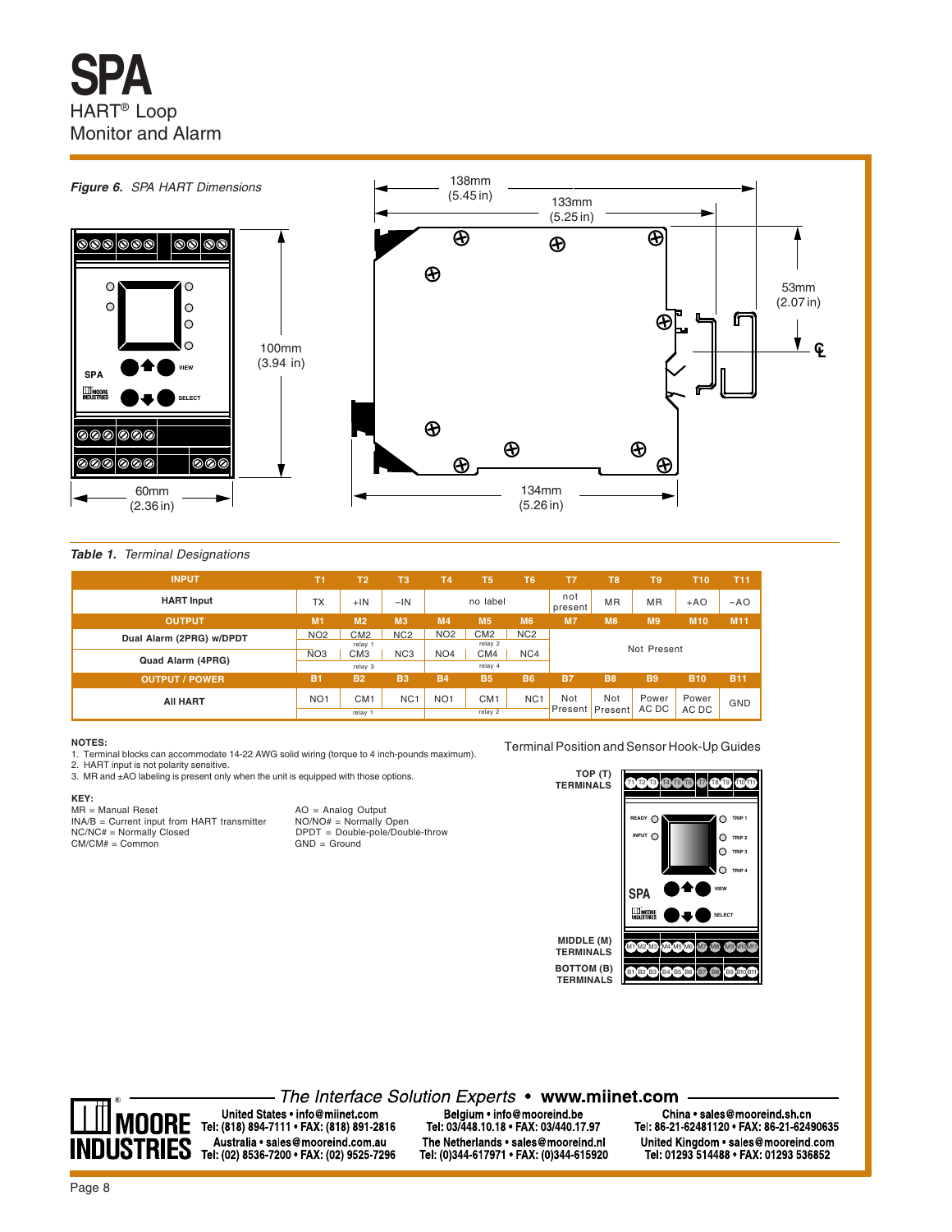# SPA

HART® Loop
Monitor and Alarm

*Figure 6. SPA HART Dimensions*

138mm
(5.45 in)

133mm
(5.25 in)

53mm
(2.07 in)

100mm
(3.94 in)

60mm
(2.36 in)

134mm
(5.26 in)

*Table 1. Terminal Designations*

| INPUT | T1 | T2 | T3 | T4 | T5 | T6 | T7 | T8 | T9 | T10 | T11 |
|---|---|---|---|---|---|---|---|---|---|---|---|
| HART Input | TX | +IN | –IN | no label | | | not present | MR | MR | +AO | –AO |
| **OUTPUT** | **M1** | **M2** | **M3** | **M4** | **M5** | **M6** | **M7** | **M8** | **M9** | **M10** | **M11** |
| Dual Alarm (2PRG) w/DPDT | NO2 | CM2 (relay 1) | NC2 | NO2 | CM2 (relay 2) | NC2 | Not Present | | | | |
| Quad Alarm (4PRG) | NO3 | CM3 (relay 3) | NC3 | NO4 | CM4 (relay 4) | NC4 | | | | | |
| **OUTPUT / POWER** | **B1** | **B2** | **B3** | **B4** | **B5** | **B6** | **B7** | **B8** | **B9** | **B10** | **B11** |
| All HART | NO1 | CM1 (relay 1) | NC1 | NO1 | CM1 (relay 2) | NC1 | Not Present | Not Present | Power AC DC | Power AC DC | GND |

**NOTES:**

1. Terminal blocks can accommodate 14-22 AWG solid wiring (torque to 4 inch-pounds maximum).
2. HART input is not polarity sensitive.
3. MR and ±AO labeling is present only when the unit is equipped with those options.

**KEY:**

MR = Manual Reset
INA/B = Current input from HART transmitter
NC/NC# = Normally Closed
CM/CM# = Common
AO = Analog Output
NO/NO# = Normally Open
DPDT = Double-pole/Double-throw
GND = Ground

Terminal Position and Sensor Hook-Up Guides

TOP (T) TERMINALS

MIDDLE (M) TERMINALS

BOTTOM (B) TERMINALS